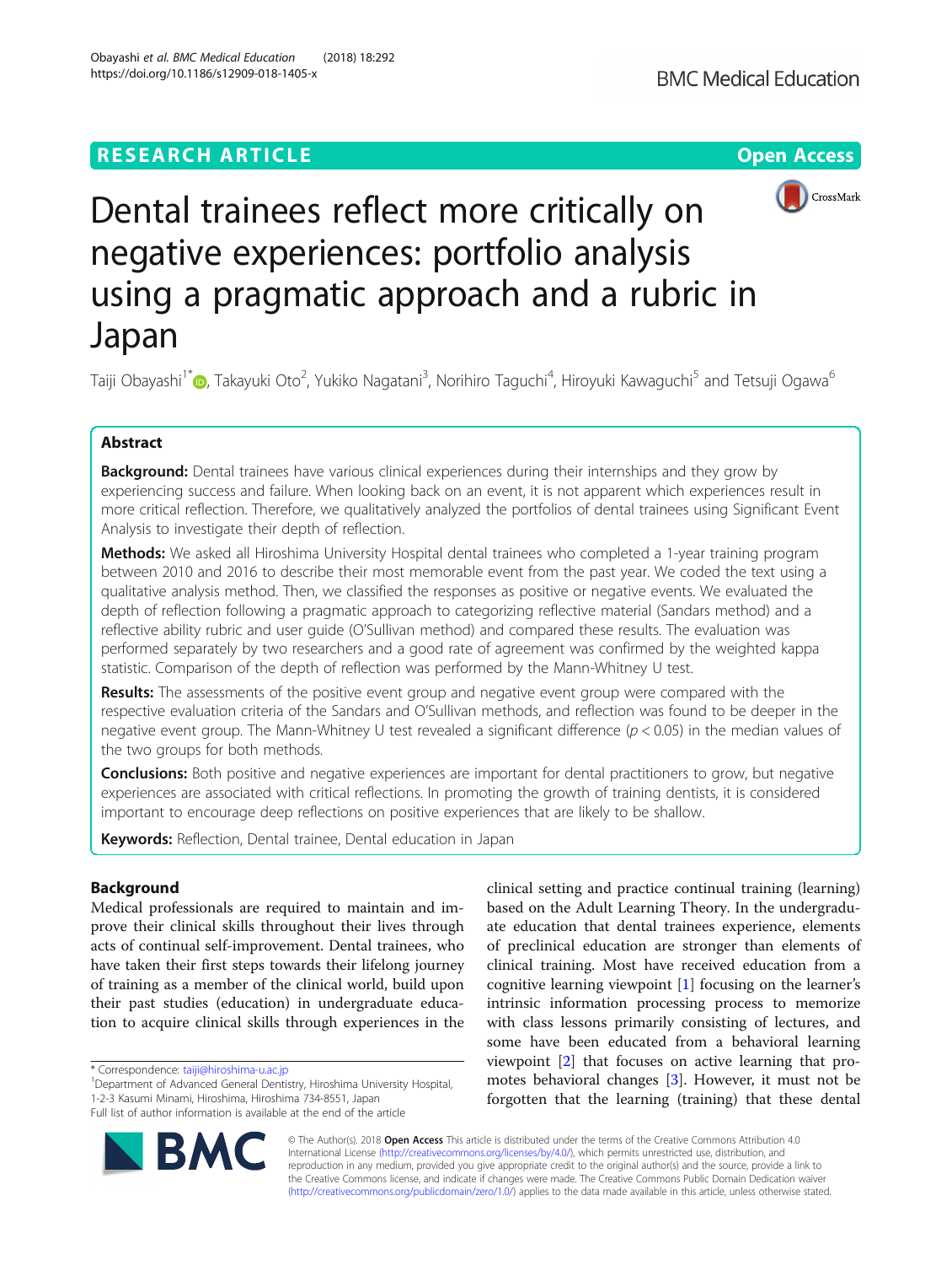RESEARCH ARTICLE

Open Access

# Dental trainees reflect more critically on negative experiences: portfolio analysis using a pragmatic approach and a rubric in Japan

Taiji Obayashi[1*], Takayuki Oto[2], Yukiko Nagatani[3], Norihiro Taguchi[4], Hiroyuki Kawaguchi[5] and Tetsuji Ogawa[6]

## Abstract

**Background:** Dental trainees have various clinical experiences during their internships and they grow by experiencing success and failure. When looking back on an event, it is not apparent which experiences result in more critical reflection. Therefore, we qualitatively analyzed the portfolios of dental trainees using Significant Event Analysis to investigate their depth of reflection.

**Methods:** We asked all Hiroshima University Hospital dental trainees who completed a 1-year training program between 2010 and 2016 to describe their most memorable event from the past year. We coded the text using a qualitative analysis method. Then, we classified the responses as positive or negative events. We evaluated the depth of reflection following a pragmatic approach to categorizing reflective material (Sandars method) and a reflective ability rubric and user guide (O'Sullivan method) and compared these results. The evaluation was performed separately by two researchers and a good rate of agreement was confirmed by the weighted kappa statistic. Comparison of the depth of reflection was performed by the Mann-Whitney U test.

**Results:** The assessments of the positive event group and negative event group were compared with the respective evaluation criteria of the Sandars and O'Sullivan methods, and reflection was found to be deeper in the negative event group. The Mann-Whitney U test revealed a significant difference ($p < 0.05$) in the median values of the two groups for both methods.

**Conclusions:** Both positive and negative experiences are important for dental practitioners to grow, but negative experiences are associated with critical reflections. In promoting the growth of training dentists, it is considered important to encourage deep reflections on positive experiences that are likely to be shallow.

**Keywords:** Reflection, Dental trainee, Dental education in Japan

## Background

Medical professionals are required to maintain and improve their clinical skills throughout their lives through acts of continual self-improvement. Dental trainees, who have taken their first steps towards their lifelong journey of training as a member of the clinical world, build upon their past studies (education) in undergraduate education to acquire clinical skills through experiences in the clinical setting and practice continual training (learning) based on the Adult Learning Theory. In the undergraduate education that dental trainees experience, elements of preclinical education are stronger than elements of clinical training. Most have received education from a cognitive learning viewpoint [1] focusing on the learner's intrinsic information processing process to memorize with class lessons primarily consisting of lectures, and some have been educated from a behavioral learning viewpoint [2] that focuses on active learning that promotes behavioral changes [3]. However, it must not be forgotten that the learning (training) that these dental

* Correspondence: taiji@hiroshima-u.ac.jp
[1]Department of Advanced General Dentistry, Hiroshima University Hospital, 1-2-3 Kasumi Minami, Hiroshima, Hiroshima 734-8551, Japan
Full list of author information is available at the end of the article

© The Author(s). 2018 **Open Access** This article is distributed under the terms of the Creative Commons Attribution 4.0 International License (http://creativecommons.org/licenses/by/4.0/), which permits unrestricted use, distribution, and reproduction in any medium, provided you give appropriate credit to the original author(s) and the source, provide a link to the Creative Commons license, and indicate if changes were made. The Creative Commons Public Domain Dedication waiver (http://creativecommons.org/publicdomain/zero/1.0/) applies to the data made available in this article, unless otherwise stated.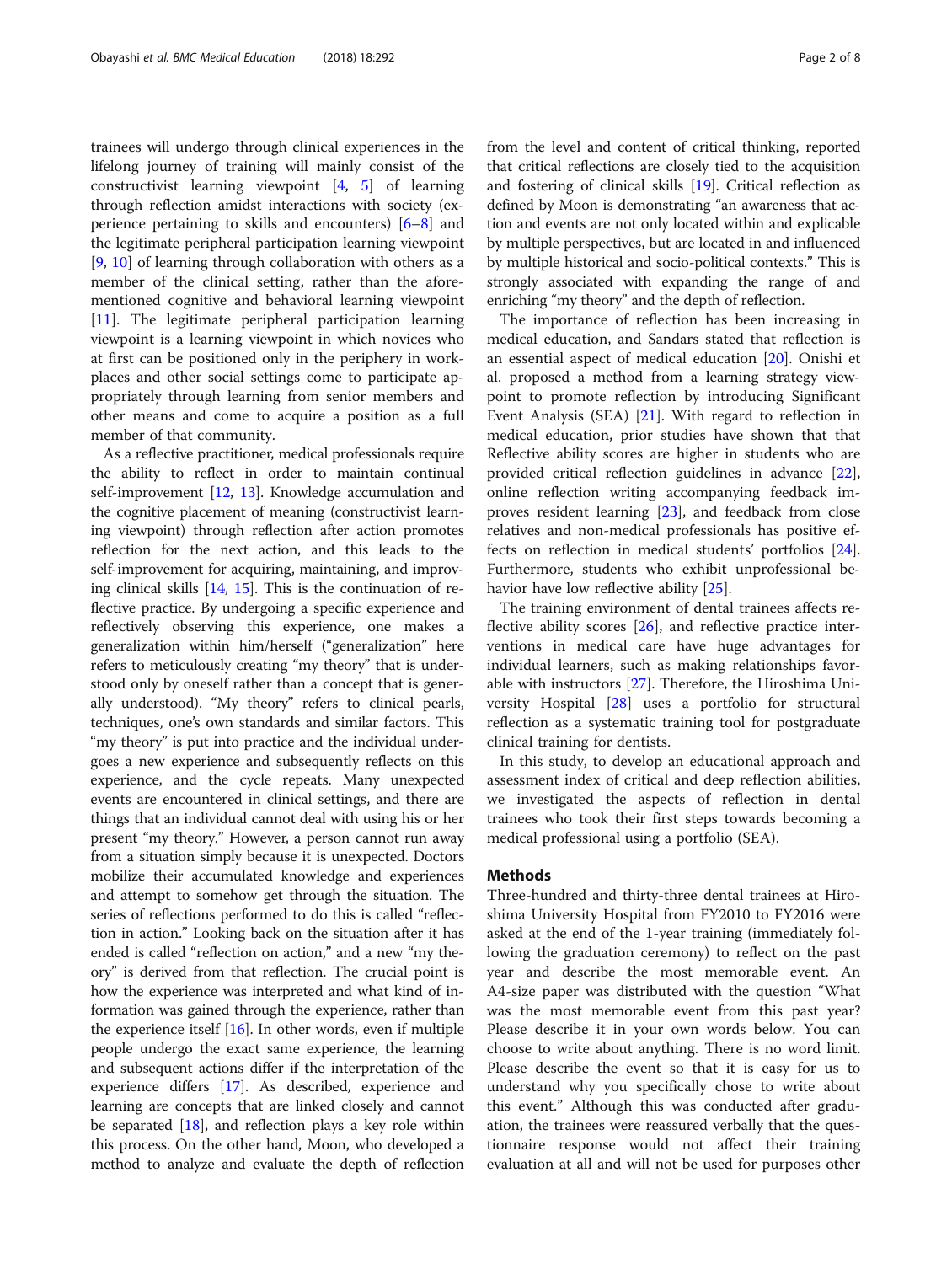trainees will undergo through clinical experiences in the lifelong journey of training will mainly consist of the constructivist learning viewpoint [4, 5] of learning through reflection amidst interactions with society (experience pertaining to skills and encounters) [6–8] and the legitimate peripheral participation learning viewpoint [9, 10] of learning through collaboration with others as a member of the clinical setting, rather than the aforementioned cognitive and behavioral learning viewpoint [11]. The legitimate peripheral participation learning viewpoint is a learning viewpoint in which novices who at first can be positioned only in the periphery in workplaces and other social settings come to participate appropriately through learning from senior members and other means and come to acquire a position as a full member of that community.

As a reflective practitioner, medical professionals require the ability to reflect in order to maintain continual self-improvement [12, 13]. Knowledge accumulation and the cognitive placement of meaning (constructivist learning viewpoint) through reflection after action promotes reflection for the next action, and this leads to the self-improvement for acquiring, maintaining, and improving clinical skills [14, 15]. This is the continuation of reflective practice. By undergoing a specific experience and reflectively observing this experience, one makes a generalization within him/herself ("generalization" here refers to meticulously creating "my theory" that is understood only by oneself rather than a concept that is generally understood). "My theory" refers to clinical pearls, techniques, one's own standards and similar factors. This "my theory" is put into practice and the individual undergoes a new experience and subsequently reflects on this experience, and the cycle repeats. Many unexpected events are encountered in clinical settings, and there are things that an individual cannot deal with using his or her present "my theory." However, a person cannot run away from a situation simply because it is unexpected. Doctors mobilize their accumulated knowledge and experiences and attempt to somehow get through the situation. The series of reflections performed to do this is called "reflection in action." Looking back on the situation after it has ended is called "reflection on action," and a new "my theory" is derived from that reflection. The crucial point is how the experience was interpreted and what kind of information was gained through the experience, rather than the experience itself [16]. In other words, even if multiple people undergo the exact same experience, the learning and subsequent actions differ if the interpretation of the experience differs [17]. As described, experience and learning are concepts that are linked closely and cannot be separated [18], and reflection plays a key role within this process. On the other hand, Moon, who developed a method to analyze and evaluate the depth of reflection from the level and content of critical thinking, reported that critical reflections are closely tied to the acquisition and fostering of clinical skills [19]. Critical reflection as defined by Moon is demonstrating "an awareness that action and events are not only located within and explicable by multiple perspectives, but are located in and influenced by multiple historical and socio-political contexts." This is strongly associated with expanding the range of and enriching "my theory" and the depth of reflection.

The importance of reflection has been increasing in medical education, and Sandars stated that reflection is an essential aspect of medical education [20]. Onishi et al. proposed a method from a learning strategy viewpoint to promote reflection by introducing Significant Event Analysis (SEA) [21]. With regard to reflection in medical education, prior studies have shown that that Reflective ability scores are higher in students who are provided critical reflection guidelines in advance [22], online reflection writing accompanying feedback improves resident learning [23], and feedback from close relatives and non-medical professionals has positive effects on reflection in medical students' portfolios [24]. Furthermore, students who exhibit unprofessional behavior have low reflective ability [25].

The training environment of dental trainees affects reflective ability scores [26], and reflective practice interventions in medical care have huge advantages for individual learners, such as making relationships favorable with instructors [27]. Therefore, the Hiroshima University Hospital [28] uses a portfolio for structural reflection as a systematic training tool for postgraduate clinical training for dentists.

In this study, to develop an educational approach and assessment index of critical and deep reflection abilities, we investigated the aspects of reflection in dental trainees who took their first steps towards becoming a medical professional using a portfolio (SEA).

## Methods

Three-hundred and thirty-three dental trainees at Hiroshima University Hospital from FY2010 to FY2016 were asked at the end of the 1-year training (immediately following the graduation ceremony) to reflect on the past year and describe the most memorable event. An A4-size paper was distributed with the question "What was the most memorable event from this past year? Please describe it in your own words below. You can choose to write about anything. There is no word limit. Please describe the event so that it is easy for us to understand why you specifically chose to write about this event." Although this was conducted after graduation, the trainees were reassured verbally that the questionnaire response would not affect their training evaluation at all and will not be used for purposes other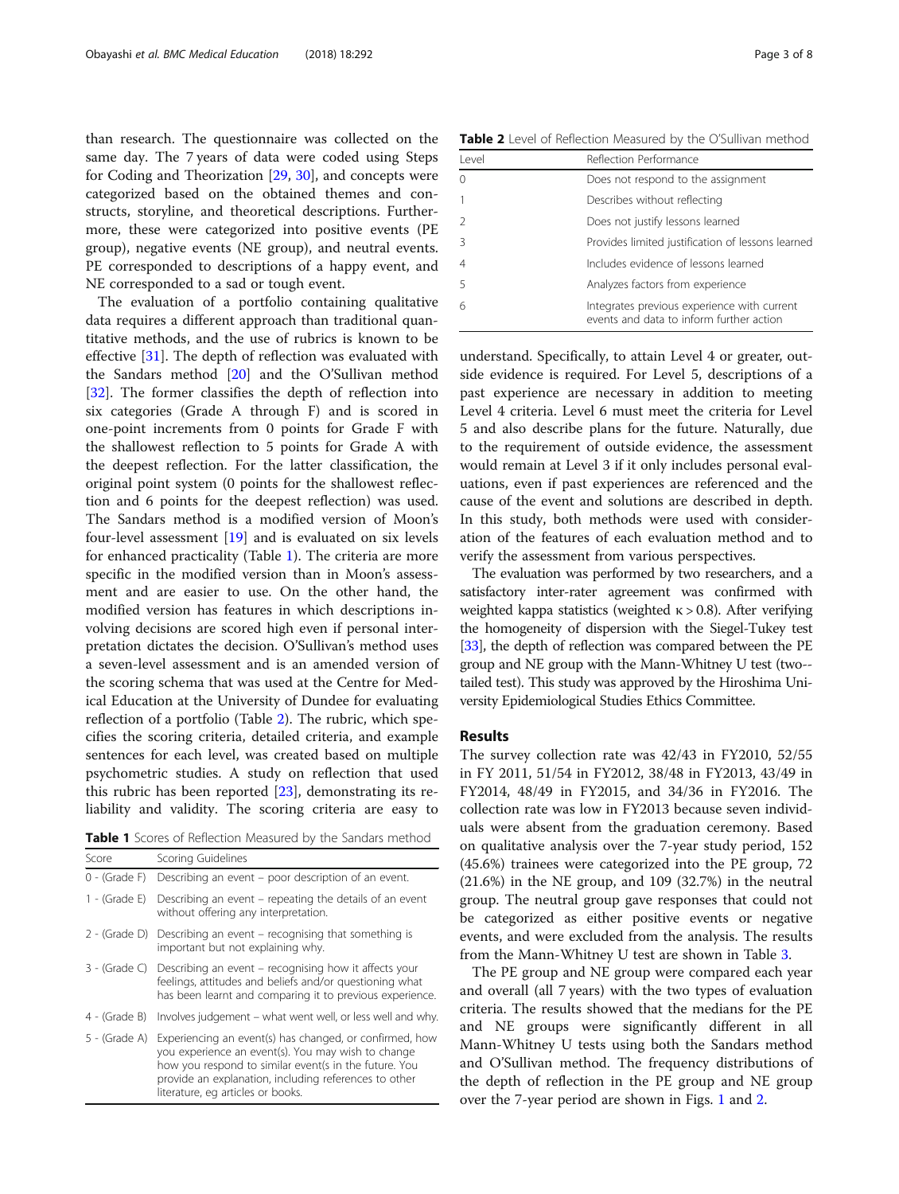than research. The questionnaire was collected on the same day. The 7 years of data were coded using Steps for Coding and Theorization [29, 30], and concepts were categorized based on the obtained themes and constructs, storyline, and theoretical descriptions. Furthermore, these were categorized into positive events (PE group), negative events (NE group), and neutral events. PE corresponded to descriptions of a happy event, and NE corresponded to a sad or tough event.

The evaluation of a portfolio containing qualitative data requires a different approach than traditional quantitative methods, and the use of rubrics is known to be effective [31]. The depth of reflection was evaluated with the Sandars method [20] and the O'Sullivan method [32]. The former classifies the depth of reflection into six categories (Grade A through F) and is scored in one-point increments from 0 points for Grade F with the shallowest reflection to 5 points for Grade A with the deepest reflection. For the latter classification, the original point system (0 points for the shallowest reflection and 6 points for the deepest reflection) was used. The Sandars method is a modified version of Moon's four-level assessment [19] and is evaluated on six levels for enhanced practicality (Table 1). The criteria are more specific in the modified version than in Moon's assessment and are easier to use. On the other hand, the modified version has features in which descriptions involving decisions are scored high even if personal interpretation dictates the decision. O'Sullivan's method uses a seven-level assessment and is an amended version of the scoring schema that was used at the Centre for Medical Education at the University of Dundee for evaluating reflection of a portfolio (Table 2). The rubric, which specifies the scoring criteria, detailed criteria, and example sentences for each level, was created based on multiple psychometric studies. A study on reflection that used this rubric has been reported [23], demonstrating its reliability and validity. The scoring criteria are easy to understand. Specifically, to attain Level 4 or greater, outside evidence is required. For Level 5, descriptions of a past experience are necessary in addition to meeting Level 4 criteria. Level 6 must meet the criteria for Level 5 and also describe plans for the future. Naturally, due to the requirement of outside evidence, the assessment would remain at Level 3 if it only includes personal evaluations, even if past experiences are referenced and the cause of the event and solutions are described in depth. In this study, both methods were used with consideration of the features of each evaluation method and to verify the assessment from various perspectives.

**Table 1** Scores of Reflection Measured by the Sandars method

| Score | Scoring Guidelines |
|---|---|
| 0 - (Grade F) | Describing an event – poor description of an event. |
| 1 - (Grade E) | Describing an event – repeating the details of an event without offering any interpretation. |
| 2 - (Grade D) | Describing an event – recognising that something is important but not explaining why. |
| 3 - (Grade C) | Describing an event – recognising how it affects your feelings, attitudes and beliefs and/or questioning what has been learnt and comparing it to previous experience. |
| 4 - (Grade B) | Involves judgement – what went well, or less well and why. |
| 5 - (Grade A) | Experiencing an event(s) has changed, or confirmed, how you experience an event(s). You may wish to change how you respond to similar event(s in the future. You provide an explanation, including references to other literature, eg articles or books. |

**Table 2** Level of Reflection Measured by the O'Sullivan method

| Level | Reflection Performance |
|---|---|
| 0 | Does not respond to the assignment |
| 1 | Describes without reflecting |
| 2 | Does not justify lessons learned |
| 3 | Provides limited justification of lessons learned |
| 4 | Includes evidence of lessons learned |
| 5 | Analyzes factors from experience |
| 6 | Integrates previous experience with current events and data to inform further action |

The evaluation was performed by two researchers, and a satisfactory inter-rater agreement was confirmed with weighted kappa statistics (weighted $\kappa > 0.8$). After verifying the homogeneity of dispersion with the Siegel-Tukey test [33], the depth of reflection was compared between the PE group and NE group with the Mann-Whitney U test (two-tailed test). This study was approved by the Hiroshima University Epidemiological Studies Ethics Committee.

## Results

The survey collection rate was 42/43 in FY2010, 52/55 in FY 2011, 51/54 in FY2012, 38/48 in FY2013, 43/49 in FY2014, 48/49 in FY2015, and 34/36 in FY2016. The collection rate was low in FY2013 because seven individuals were absent from the graduation ceremony. Based on qualitative analysis over the 7-year study period, 152 (45.6%) trainees were categorized into the PE group, 72 (21.6%) in the NE group, and 109 (32.7%) in the neutral group. The neutral group gave responses that could not be categorized as either positive events or negative events, and were excluded from the analysis. The results from the Mann-Whitney U test are shown in Table 3.

The PE group and NE group were compared each year and overall (all 7 years) with the two types of evaluation criteria. The results showed that the medians for the PE and NE groups were significantly different in all Mann-Whitney U tests using both the Sandars method and O'Sullivan method. The frequency distributions of the depth of reflection in the PE group and NE group over the 7-year period are shown in Figs. 1 and 2.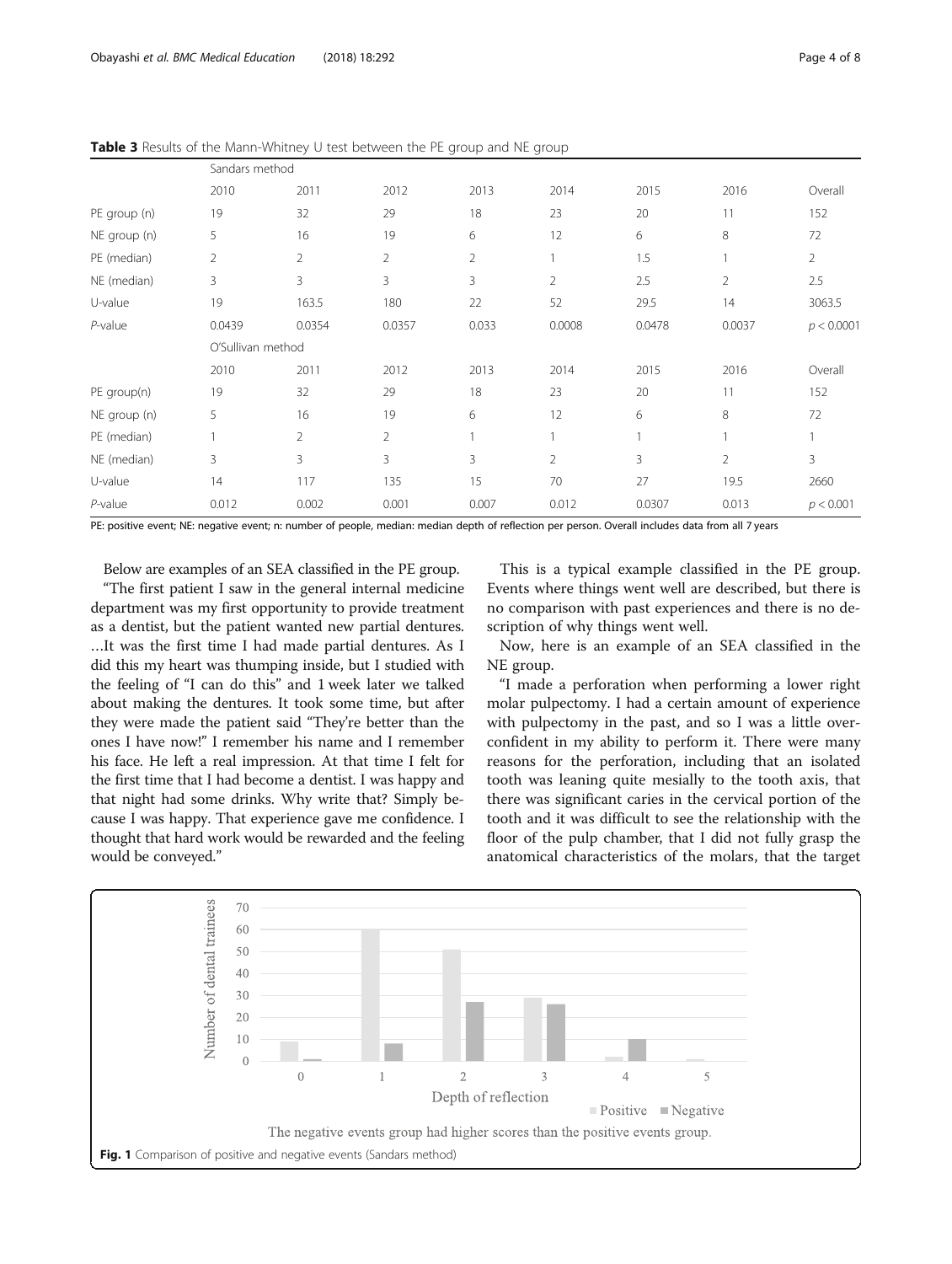**Table 3** Results of the Mann-Whitney U test between the PE group and NE group

| | Sandars method | | | | | | | |
|---|---|---|---|---|---|---|---|---|
| | 2010 | 2011 | 2012 | 2013 | 2014 | 2015 | 2016 | Overall |
| PE group (n) | 19 | 32 | 29 | 18 | 23 | 20 | 11 | 152 |
| NE group (n) | 5 | 16 | 19 | 6 | 12 | 6 | 8 | 72 |
| PE (median) | 2 | 2 | 2 | 2 | 1 | 1.5 | 1 | 2 |
| NE (median) | 3 | 3 | 3 | 3 | 2 | 2.5 | 2 | 2.5 |
| U-value | 19 | 163.5 | 180 | 22 | 52 | 29.5 | 14 | 3063.5 |
| *P*-value | 0.0439 | 0.0354 | 0.0357 | 0.033 | 0.0008 | 0.0478 | 0.0037 | $p < 0.0001$ |
| | O'Sullivan method | | | | | | | |
| | 2010 | 2011 | 2012 | 2013 | 2014 | 2015 | 2016 | Overall |
| PE group(n) | 19 | 32 | 29 | 18 | 23 | 20 | 11 | 152 |
| NE group (n) | 5 | 16 | 19 | 6 | 12 | 6 | 8 | 72 |
| PE (median) | 1 | 2 | 2 | 1 | 1 | 1 | 1 | 1 |
| NE (median) | 3 | 3 | 3 | 3 | 2 | 3 | 2 | 3 |
| U-value | 14 | 117 | 135 | 15 | 70 | 27 | 19.5 | 2660 |
| *P*-value | 0.012 | 0.002 | 0.001 | 0.007 | 0.012 | 0.0307 | 0.013 | $p < 0.001$ |

PE: positive event; NE: negative event; n: number of people, median: median depth of reflection per person. Overall includes data from all 7 years

Below are examples of an SEA classified in the PE group.

"The first patient I saw in the general internal medicine department was my first opportunity to provide treatment as a dentist, but the patient wanted new partial dentures. …It was the first time I had made partial dentures. As I did this my heart was thumping inside, but I studied with the feeling of "I can do this" and 1 week later we talked about making the dentures. It took some time, but after they were made the patient said "They're better than the ones I have now!" I remember his name and I remember his face. He left a real impression. At that time I felt for the first time that I had become a dentist. I was happy and that night had some drinks. Why write that? Simply because I was happy. That experience gave me confidence. I thought that hard work would be rewarded and the feeling would be conveyed."

This is a typical example classified in the PE group. Events where things went well are described, but there is no comparison with past experiences and there is no description of why things went well.

Now, here is an example of an SEA classified in the NE group.

"I made a perforation when performing a lower right molar pulpectomy. I had a certain amount of experience with pulpectomy in the past, and so I was a little overconfident in my ability to perform it. There were many reasons for the perforation, including that an isolated tooth was leaning quite mesially to the tooth axis, that there was significant caries in the cervical portion of the tooth and it was difficult to see the relationship with the floor of the pulp chamber, that I did not fully grasp the anatomical characteristics of the molars, that the target

The negative events group had higher scores than the positive events group.

**Fig. 1** Comparison of positive and negative events (Sandars method)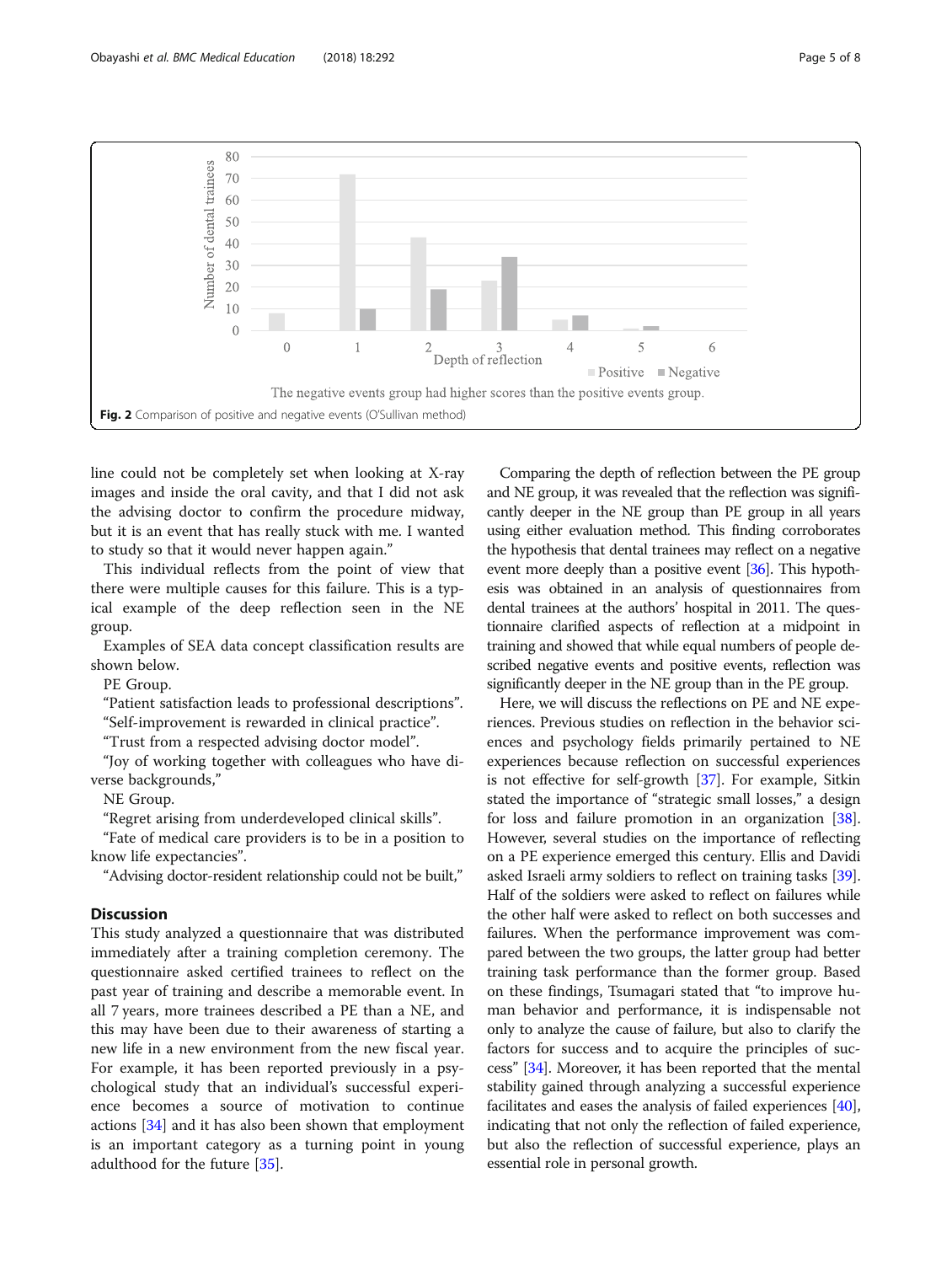80
70
60
50
40
30
20
10
0

Number of dental trainees

0 1 2 3 4 5 6

Depth of reflection

Positive Negative

The negative events group had higher scores than the positive events group.

**Fig. 2** Comparison of positive and negative events (O'Sullivan method)

line could not be completely set when looking at X-ray images and inside the oral cavity, and that I did not ask the advising doctor to confirm the procedure midway, but it is an event that has really stuck with me. I wanted to study so that it would never happen again."

This individual reflects from the point of view that there were multiple causes for this failure. This is a typical example of the deep reflection seen in the NE group.

Examples of SEA data concept classification results are shown below.

PE Group.

"Patient satisfaction leads to professional descriptions".

"Self-improvement is rewarded in clinical practice".

"Trust from a respected advising doctor model".

"Joy of working together with colleagues who have diverse backgrounds,"

NE Group.

"Regret arising from underdeveloped clinical skills".

"Fate of medical care providers is to be in a position to know life expectancies".

"Advising doctor-resident relationship could not be built,"

## Discussion

This study analyzed a questionnaire that was distributed immediately after a training completion ceremony. The questionnaire asked certified trainees to reflect on the past year of training and describe a memorable event. In all 7 years, more trainees described a PE than a NE, and this may have been due to their awareness of starting a new life in a new environment from the new fiscal year. For example, it has been reported previously in a psychological study that an individual's successful experience becomes a source of motivation to continue actions [34] and it has also been shown that employment is an important category as a turning point in young adulthood for the future [35].

Comparing the depth of reflection between the PE group and NE group, it was revealed that the reflection was significantly deeper in the NE group than PE group in all years using either evaluation method. This finding corroborates the hypothesis that dental trainees may reflect on a negative event more deeply than a positive event [36]. This hypothesis was obtained in an analysis of questionnaires from dental trainees at the authors' hospital in 2011. The questionnaire clarified aspects of reflection at a midpoint in training and showed that while equal numbers of people described negative events and positive events, reflection was significantly deeper in the NE group than in the PE group.

Here, we will discuss the reflections on PE and NE experiences. Previous studies on reflection in the behavior sciences and psychology fields primarily pertained to NE experiences because reflection on successful experiences is not effective for self-growth [37]. For example, Sitkin stated the importance of "strategic small losses," a design for loss and failure promotion in an organization [38]. However, several studies on the importance of reflecting on a PE experience emerged this century. Ellis and Davidi asked Israeli army soldiers to reflect on training tasks [39]. Half of the soldiers were asked to reflect on failures while the other half were asked to reflect on both successes and failures. When the performance improvement was compared between the two groups, the latter group had better training task performance than the former group. Based on these findings, Tsumagari stated that "to improve human behavior and performance, it is indispensable not only to analyze the cause of failure, but also to clarify the factors for success and to acquire the principles of success" [34]. Moreover, it has been reported that the mental stability gained through analyzing a successful experience facilitates and eases the analysis of failed experiences [40], indicating that not only the reflection of failed experience, but also the reflection of successful experience, plays an essential role in personal growth.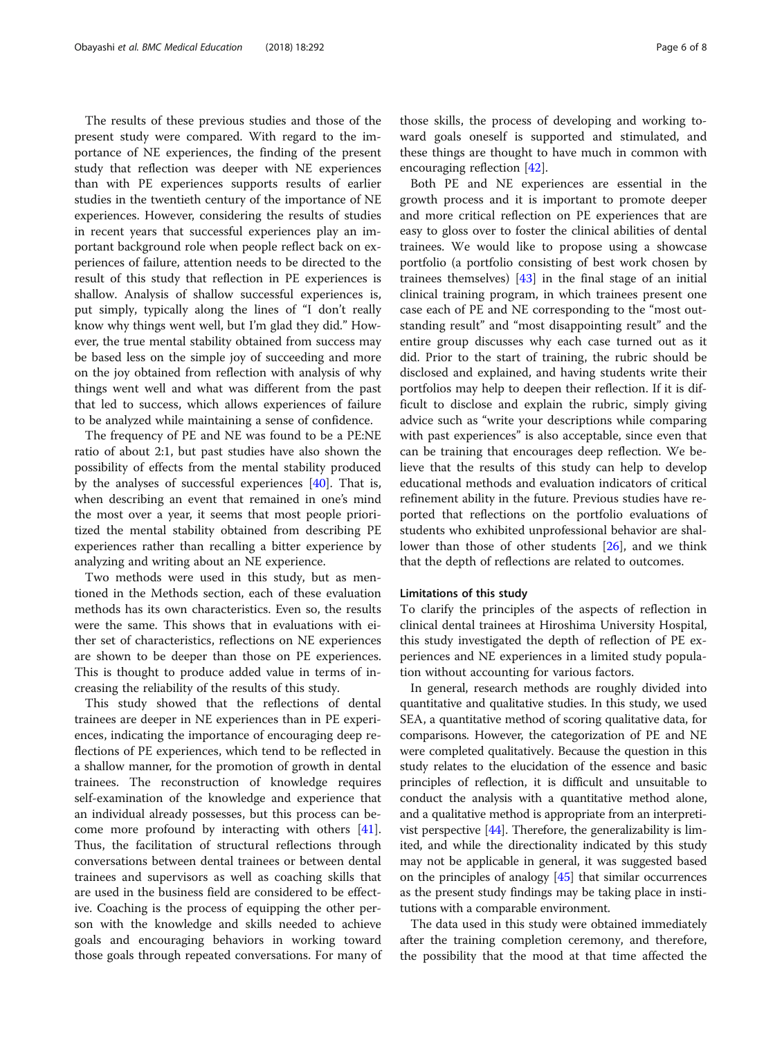The results of these previous studies and those of the present study were compared. With regard to the importance of NE experiences, the finding of the present study that reflection was deeper with NE experiences than with PE experiences supports results of earlier studies in the twentieth century of the importance of NE experiences. However, considering the results of studies in recent years that successful experiences play an important background role when people reflect back on experiences of failure, attention needs to be directed to the result of this study that reflection in PE experiences is shallow. Analysis of shallow successful experiences is, put simply, typically along the lines of "I don't really know why things went well, but I'm glad they did." However, the true mental stability obtained from success may be based less on the simple joy of succeeding and more on the joy obtained from reflection with analysis of why things went well and what was different from the past that led to success, which allows experiences of failure to be analyzed while maintaining a sense of confidence.

The frequency of PE and NE was found to be a PE:NE ratio of about 2:1, but past studies have also shown the possibility of effects from the mental stability produced by the analyses of successful experiences [40]. That is, when describing an event that remained in one's mind the most over a year, it seems that most people prioritized the mental stability obtained from describing PE experiences rather than recalling a bitter experience by analyzing and writing about an NE experience.

Two methods were used in this study, but as mentioned in the Methods section, each of these evaluation methods has its own characteristics. Even so, the results were the same. This shows that in evaluations with either set of characteristics, reflections on NE experiences are shown to be deeper than those on PE experiences. This is thought to produce added value in terms of increasing the reliability of the results of this study.

This study showed that the reflections of dental trainees are deeper in NE experiences than in PE experiences, indicating the importance of encouraging deep reflections of PE experiences, which tend to be reflected in a shallow manner, for the promotion of growth in dental trainees. The reconstruction of knowledge requires self-examination of the knowledge and experience that an individual already possesses, but this process can become more profound by interacting with others [41]. Thus, the facilitation of structural reflections through conversations between dental trainees or between dental trainees and supervisors as well as coaching skills that are used in the business field are considered to be effective. Coaching is the process of equipping the other person with the knowledge and skills needed to achieve goals and encouraging behaviors in working toward those goals through repeated conversations. For many of those skills, the process of developing and working toward goals oneself is supported and stimulated, and these things are thought to have much in common with encouraging reflection [42].

Both PE and NE experiences are essential in the growth process and it is important to promote deeper and more critical reflection on PE experiences that are easy to gloss over to foster the clinical abilities of dental trainees. We would like to propose using a showcase portfolio (a portfolio consisting of best work chosen by trainees themselves) [43] in the final stage of an initial clinical training program, in which trainees present one case each of PE and NE corresponding to the "most outstanding result" and "most disappointing result" and the entire group discusses why each case turned out as it did. Prior to the start of training, the rubric should be disclosed and explained, and having students write their portfolios may help to deepen their reflection. If it is difficult to disclose and explain the rubric, simply giving advice such as "write your descriptions while comparing with past experiences" is also acceptable, since even that can be training that encourages deep reflection. We believe that the results of this study can help to develop educational methods and evaluation indicators of critical refinement ability in the future. Previous studies have reported that reflections on the portfolio evaluations of students who exhibited unprofessional behavior are shallower than those of other students [26], and we think that the depth of reflections are related to outcomes.

### Limitations of this study

To clarify the principles of the aspects of reflection in clinical dental trainees at Hiroshima University Hospital, this study investigated the depth of reflection of PE experiences and NE experiences in a limited study population without accounting for various factors.

In general, research methods are roughly divided into quantitative and qualitative studies. In this study, we used SEA, a quantitative method of scoring qualitative data, for comparisons. However, the categorization of PE and NE were completed qualitatively. Because the question in this study relates to the elucidation of the essence and basic principles of reflection, it is difficult and unsuitable to conduct the analysis with a quantitative method alone, and a qualitative method is appropriate from an interpretivist perspective [44]. Therefore, the generalizability is limited, and while the directionality indicated by this study may not be applicable in general, it was suggested based on the principles of analogy [45] that similar occurrences as the present study findings may be taking place in institutions with a comparable environment.

The data used in this study were obtained immediately after the training completion ceremony, and therefore, the possibility that the mood at that time affected the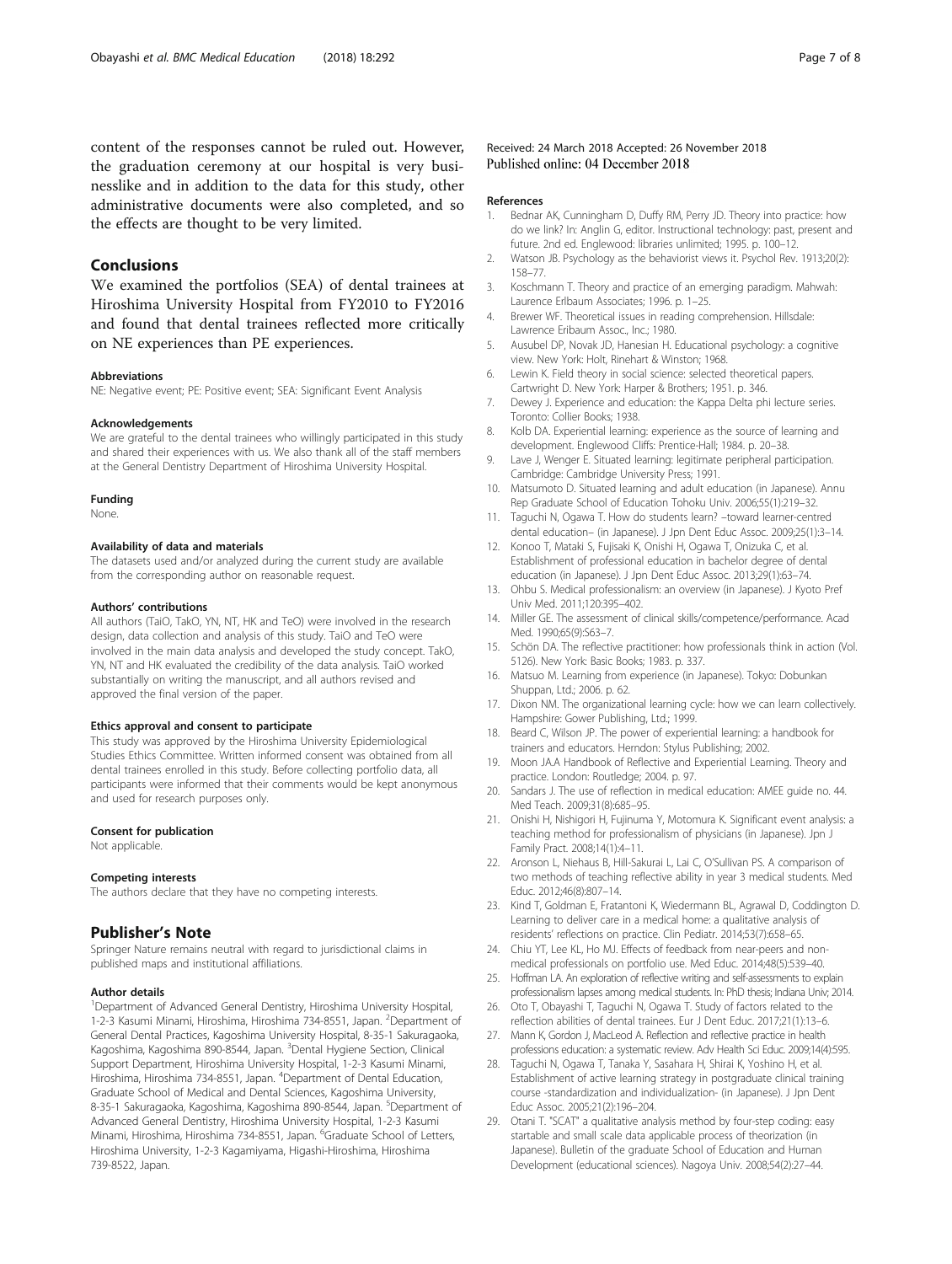content of the responses cannot be ruled out. However, the graduation ceremony at our hospital is very businesslike and in addition to the data for this study, other administrative documents were also completed, and so the effects are thought to be very limited.

## Conclusions

We examined the portfolios (SEA) of dental trainees at Hiroshima University Hospital from FY2010 to FY2016 and found that dental trainees reflected more critically on NE experiences than PE experiences.

#### Abbreviations

NE: Negative event; PE: Positive event; SEA: Significant Event Analysis

#### Acknowledgements

We are grateful to the dental trainees who willingly participated in this study and shared their experiences with us. We also thank all of the staff members at the General Dentistry Department of Hiroshima University Hospital.

#### Funding

None.

#### Availability of data and materials

The datasets used and/or analyzed during the current study are available from the corresponding author on reasonable request.

#### Authors' contributions

All authors (TaiO, TakO, YN, NT, HK and TeO) were involved in the research design, data collection and analysis of this study. TaiO and TeO were involved in the main data analysis and developed the study concept. TakO, YN, NT and HK evaluated the credibility of the data analysis. TaiO worked substantially on writing the manuscript, and all authors revised and approved the final version of the paper.

#### Ethics approval and consent to participate

This study was approved by the Hiroshima University Epidemiological Studies Ethics Committee. Written informed consent was obtained from all dental trainees enrolled in this study. Before collecting portfolio data, all participants were informed that their comments would be kept anonymous and used for research purposes only.

#### Consent for publication

Not applicable.

#### Competing interests

The authors declare that they have no competing interests.

## Publisher's Note

Springer Nature remains neutral with regard to jurisdictional claims in published maps and institutional affiliations.

#### Author details

[1]Department of Advanced General Dentistry, Hiroshima University Hospital, 1-2-3 Kasumi Minami, Hiroshima, Hiroshima 734-8551, Japan. [2]Department of General Dental Practices, Kagoshima University Hospital, 8-35-1 Sakuragaoka, Kagoshima, Kagoshima 890-8544, Japan. [3]Dental Hygiene Section, Clinical Support Department, Hiroshima University Hospital, 1-2-3 Kasumi Minami, Hiroshima, Hiroshima 734-8551, Japan. [4]Department of Dental Education, Graduate School of Medical and Dental Sciences, Kagoshima University, 8-35-1 Sakuragaoka, Kagoshima, Kagoshima 890-8544, Japan. [5]Department of Advanced General Dentistry, Hiroshima University Hospital, 1-2-3 Kasumi Minami, Hiroshima, Hiroshima 734-8551, Japan. [6]Graduate School of Letters, Hiroshima University, 1-2-3 Kagamiyama, Higashi-Hiroshima, Hiroshima 739-8522, Japan.

Received: 24 March 2018 Accepted: 26 November 2018
Published online: 04 December 2018

#### References

1. Bednar AK, Cunningham D, Duffy RM, Perry JD. Theory into practice: how do we link? In: Anglin G, editor. Instructional technology: past, present and future. 2nd ed. Englewood: libraries unlimited; 1995. p. 100–12.
2. Watson JB. Psychology as the behaviorist views it. Psychol Rev. 1913;20(2): 158–77.
3. Koschmann T. Theory and practice of an emerging paradigm. Mahwah: Laurence Erlbaum Associates; 1996. p. 1–25.
4. Brewer WF. Theoretical issues in reading comprehension. Hillsdale: Lawrence Eribaum Assoc., Inc.; 1980.
5. Ausubel DP, Novak JD, Hanesian H. Educational psychology: a cognitive view. New York: Holt, Rinehart & Winston; 1968.
6. Lewin K. Field theory in social science: selected theoretical papers. Cartwright D. New York: Harper & Brothers; 1951. p. 346.
7. Dewey J. Experience and education: the Kappa Delta phi lecture series. Toronto: Collier Books; 1938.
8. Kolb DA. Experiential learning: experience as the source of learning and development. Englewood Cliffs: Prentice-Hall; 1984. p. 20–38.
9. Lave J, Wenger E. Situated learning: legitimate peripheral participation. Cambridge: Cambridge University Press; 1991.
10. Matsumoto D. Situated learning and adult education (in Japanese). Annu Rep Graduate School of Education Tohoku Univ. 2006;55(1):219–32.
11. Taguchi N, Ogawa T. How do students learn? –toward learner-centred dental education– (in Japanese). J Jpn Dent Educ Assoc. 2009;25(1):3–14.
12. Konoo T, Mataki S, Fujisaki K, Onishi H, Ogawa T, Onizuka C, et al. Establishment of professional education in bachelor degree of dental education (in Japanese). J Jpn Dent Educ Assoc. 2013;29(1):63–74.
13. Ohbu S. Medical professionalism: an overview (in Japanese). J Kyoto Pref Univ Med. 2011;120:395–402.
14. Miller GE. The assessment of clinical skills/competence/performance. Acad Med. 1990;65(9):S63–7.
15. Schön DA. The reflective practitioner: how professionals think in action (Vol. 5126). New York: Basic Books; 1983. p. 337.
16. Matsuo M. Learning from experience (in Japanese). Tokyo: Dobunkan Shuppan, Ltd.; 2006. p. 62.
17. Dixon NM. The organizational learning cycle: how we can learn collectively. Hampshire: Gower Publishing, Ltd.; 1999.
18. Beard C, Wilson JP. The power of experiential learning: a handbook for trainers and educators. Herndon: Stylus Publishing; 2002.
19. Moon JA.A Handbook of Reflective and Experiential Learning. Theory and practice. London: Routledge; 2004. p. 97.
20. Sandars J. The use of reflection in medical education: AMEE guide no. 44. Med Teach. 2009;31(8):685–95.
21. Onishi H, Nishigori H, Fujinuma Y, Motomura K. Significant event analysis: a teaching method for professionalism of physicians (in Japanese). Jpn J Family Pract. 2008;14(1):4–11.
22. Aronson L, Niehaus B, Hill-Sakurai L, Lai C, O'Sullivan PS. A comparison of two methods of teaching reflective ability in year 3 medical students. Med Educ. 2012;46(8):807–14.
23. Kind T, Goldman E, Fratantoni K, Wiedermann BL, Agrawal D, Coddington D. Learning to deliver care in a medical home: a qualitative analysis of residents' reflections on practice. Clin Pediatr. 2014;53(7):658–65.
24. Chiu YT, Lee KL, Ho MJ. Effects of feedback from near-peers and non-medical professionals on portfolio use. Med Educ. 2014;48(5):539–40.
25. Hoffman LA. An exploration of reflective writing and self-assessments to explain professionalism lapses among medical students. In: PhD thesis; Indiana Univ; 2014.
26. Oto T, Obayashi T, Taguchi N, Ogawa T. Study of factors related to the reflection abilities of dental trainees. Eur J Dent Educ. 2017;21(1):13–6.
27. Mann K, Gordon J, MacLeod A. Reflection and reflective practice in health professions education: a systematic review. Adv Health Sci Educ. 2009;14(4):595.
28. Taguchi N, Ogawa T, Tanaka Y, Sasahara H, Shirai K, Yoshino H, et al. Establishment of active learning strategy in postgraduate clinical training course -standardization and individualization- (in Japanese). J Jpn Dent Educ Assoc. 2005;21(2):196–204.
29. Otani T. "SCAT" a qualitative analysis method by four-step coding: easy startable and small scale data applicable process of theorization (in Japanese). Bulletin of the graduate School of Education and Human Development (educational sciences). Nagoya Univ. 2008;54(2):27–44.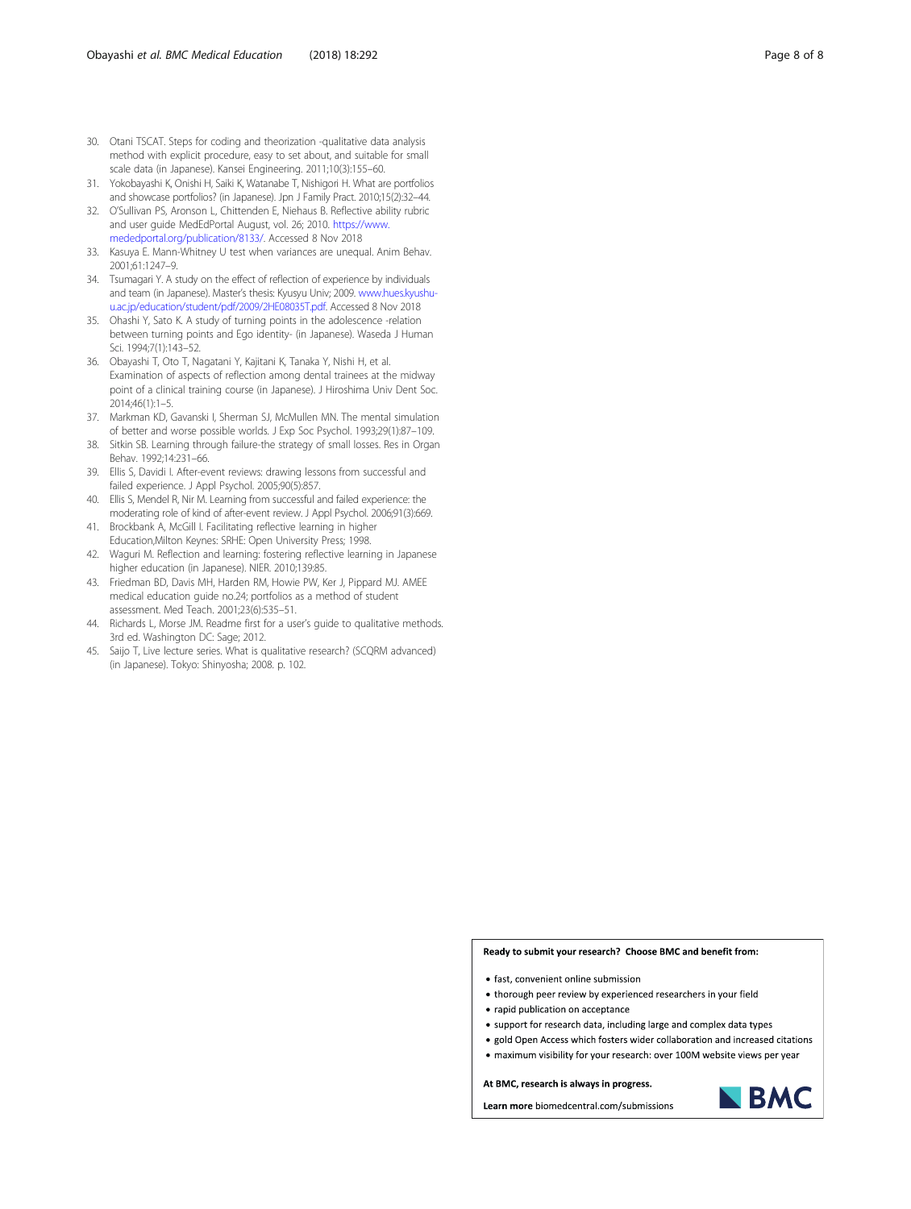30. Otani TSCAT. Steps for coding and theorization -qualitative data analysis method with explicit procedure, easy to set about, and suitable for small scale data (in Japanese). Kansei Engineering. 2011;10(3):155–60.
31. Yokobayashi K, Onishi H, Saiki K, Watanabe T, Nishigori H. What are portfolios and showcase portfolios? (in Japanese). Jpn J Family Pract. 2010;15(2):32–44.
32. O'Sullivan PS, Aronson L, Chittenden E, Niehaus B. Reflective ability rubric and user guide MedEdPortal August, vol. 26; 2010. https://www.mededportal.org/publication/8133/. Accessed 8 Nov 2018
33. Kasuya E. Mann-Whitney U test when variances are unequal. Anim Behav. 2001;61:1247–9.
34. Tsumagari Y. A study on the effect of reflection of experience by individuals and team (in Japanese). Master's thesis: Kyusyu Univ; 2009. www.hues.kyushu-u.ac.jp/education/student/pdf/2009/2HE08035T.pdf. Accessed 8 Nov 2018
35. Ohashi Y, Sato K. A study of turning points in the adolescence -relation between turning points and Ego identity- (in Japanese). Waseda J Human Sci. 1994;7(1):143–52.
36. Obayashi T, Oto T, Nagatani Y, Kajitani K, Tanaka Y, Nishi H, et al. Examination of aspects of reflection among dental trainees at the midway point of a clinical training course (in Japanese). J Hiroshima Univ Dent Soc. 2014;46(1):1–5.
37. Markman KD, Gavanski I, Sherman SJ, McMullen MN. The mental simulation of better and worse possible worlds. J Exp Soc Psychol. 1993;29(1):87–109.
38. Sitkin SB. Learning through failure-the strategy of small losses. Res in Organ Behav. 1992;14:231–66.
39. Ellis S, Davidi I. After-event reviews: drawing lessons from successful and failed experience. J Appl Psychol. 2005;90(5):857.
40. Ellis S, Mendel R, Nir M. Learning from successful and failed experience: the moderating role of kind of after-event review. J Appl Psychol. 2006;91(3):669.
41. Brockbank A, McGill I. Facilitating reflective learning in higher Education,Milton Keynes: SRHE: Open University Press; 1998.
42. Waguri M. Reflection and learning: fostering reflective learning in Japanese higher education (in Japanese). NIER. 2010;139:85.
43. Friedman BD, Davis MH, Harden RM, Howie PW, Ker J, Pippard MJ. AMEE medical education guide no.24; portfolios as a method of student assessment. Med Teach. 2001;23(6):535–51.
44. Richards L, Morse JM. Readme first for a user's guide to qualitative methods. 3rd ed. Washington DC: Sage; 2012.
45. Saijo T, Live lecture series. What is qualitative research? (SCQRM advanced) (in Japanese). Tokyo: Shinyosha; 2008. p. 102.

**Ready to submit your research? Choose BMC and benefit from:**

- fast, convenient online submission
- thorough peer review by experienced researchers in your field
- rapid publication on acceptance
- support for research data, including large and complex data types
- gold Open Access which fosters wider collaboration and increased citations
- maximum visibility for your research: over 100M website views per year

**At BMC, research is always in progress.**

**Learn more** biomedcentral.com/submissions

BMC